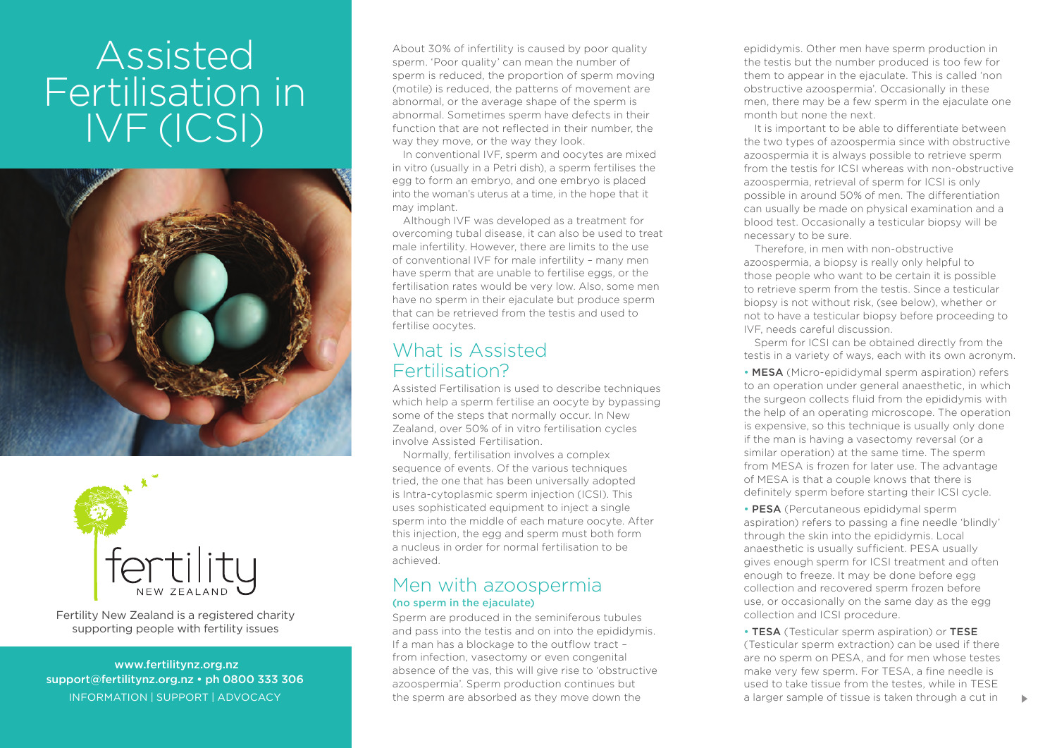# Assisted Fertilisation in IVF (ICSI)

fertility NEW ZEALAND

Fertility New Zealand is a registered charity supporting people with fertility issues

www.fertilitynz.org.nz
support@fertilitynz.org.nz • ph 0800 333 306
INFORMATION | SUPPORT | ADVOCACY

About 30% of infertility is caused by poor quality sperm. 'Poor quality' can mean the number of sperm is reduced, the proportion of sperm moving (motile) is reduced, the patterns of movement are abnormal, or the average shape of the sperm is abnormal. Sometimes sperm have defects in their function that are not reflected in their number, the way they move, or the way they look.

In conventional IVF, sperm and oocytes are mixed in vitro (usually in a Petri dish), a sperm fertilises the egg to form an embryo, and one embryo is placed into the woman's uterus at a time, in the hope that it may implant.

Although IVF was developed as a treatment for overcoming tubal disease, it can also be used to treat male infertility. However, there are limits to the use of conventional IVF for male infertility – many men have sperm that are unable to fertilise eggs, or the fertilisation rates would be very low. Also, some men have no sperm in their ejaculate but produce sperm that can be retrieved from the testis and used to fertilise oocytes.

## What is Assisted Fertilisation?

Assisted Fertilisation is used to describe techniques which help a sperm fertilise an oocyte by bypassing some of the steps that normally occur. In New Zealand, over 50% of in vitro fertilisation cycles involve Assisted Fertilisation.

Normally, fertilisation involves a complex sequence of events. Of the various techniques tried, the one that has been universally adopted is Intra-cytoplasmic sperm injection (ICSI). This uses sophisticated equipment to inject a single sperm into the middle of each mature oocyte. After this injection, the egg and sperm must both form a nucleus in order for normal fertilisation to be achieved.

## Men with azoospermia

**(no sperm in the ejaculate)**

Sperm are produced in the seminiferous tubules and pass into the testis and on into the epididymis. If a man has a blockage to the outflow tract – from infection, vasectomy or even congenital absence of the vas, this will give rise to 'obstructive azoospermia'. Sperm production continues but the sperm are absorbed as they move down the epididymis. Other men have sperm production in the testis but the number produced is too few for them to appear in the ejaculate. This is called 'non obstructive azoospermia'. Occasionally in these men, there may be a few sperm in the ejaculate one month but none the next.

It is important to be able to differentiate between the two types of azoospermia since with obstructive azoospermia it is always possible to retrieve sperm from the testis for ICSI whereas with non-obstructive azoospermia, retrieval of sperm for ICSI is only possible in around 50% of men. The differentiation can usually be made on physical examination and a blood test. Occasionally a testicular biopsy will be necessary to be sure.

Therefore, in men with non-obstructive azoospermia, a biopsy is really only helpful to those people who want to be certain it is possible to retrieve sperm from the testis. Since a testicular biopsy is not without risk, (see below), whether or not to have a testicular biopsy before proceeding to IVF, needs careful discussion.

Sperm for ICSI can be obtained directly from the testis in a variety of ways, each with its own acronym.

- **MESA** (Micro-epididymal sperm aspiration) refers to an operation under general anaesthetic, in which the surgeon collects fluid from the epididymis with the help of an operating microscope. The operation is expensive, so this technique is usually only done if the man is having a vasectomy reversal (or a similar operation) at the same time. The sperm from MESA is frozen for later use. The advantage of MESA is that a couple knows that there is definitely sperm before starting their ICSI cycle.
- **PESA** (Percutaneous epididymal sperm aspiration) refers to passing a fine needle 'blindly' through the skin into the epididymis. Local anaesthetic is usually sufficient. PESA usually gives enough sperm for ICSI treatment and often enough to freeze. It may be done before egg collection and recovered sperm frozen before use, or occasionally on the same day as the egg collection and ICSI procedure.
- **TESA** (Testicular sperm aspiration) or **TESE** (Testicular sperm extraction) can be used if there are no sperm on PESA, and for men whose testes make very few sperm. For TESA, a fine needle is used to take tissue from the testes, while in TESE a larger sample of tissue is taken through a cut in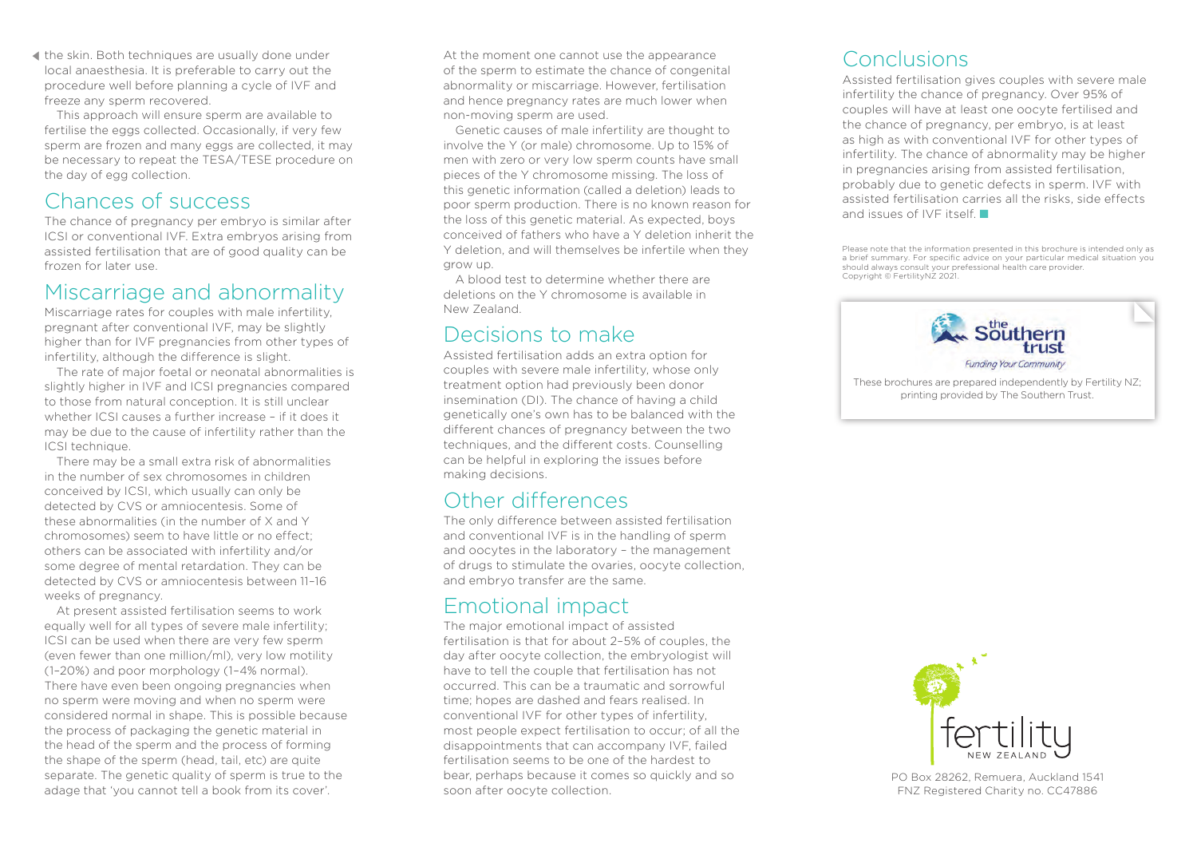the skin. Both techniques are usually done under local anaesthesia. It is preferable to carry out the procedure well before planning a cycle of IVF and freeze any sperm recovered.

This approach will ensure sperm are available to fertilise the eggs collected. Occasionally, if very few sperm are frozen and many eggs are collected, it may be necessary to repeat the TESA/TESE procedure on the day of egg collection.

## Chances of success

The chance of pregnancy per embryo is similar after ICSI or conventional IVF. Extra embryos arising from assisted fertilisation that are of good quality can be frozen for later use.

## Miscarriage and abnormality

Miscarriage rates for couples with male infertility, pregnant after conventional IVF, may be slightly higher than for IVF pregnancies from other types of infertility, although the difference is slight.

The rate of major foetal or neonatal abnormalities is slightly higher in IVF and ICSI pregnancies compared to those from natural conception. It is still unclear whether ICSI causes a further increase – if it does it may be due to the cause of infertility rather than the ICSI technique.

There may be a small extra risk of abnormalities in the number of sex chromosomes in children conceived by ICSI, which usually can only be detected by CVS or amniocentesis. Some of these abnormalities (in the number of X and Y chromosomes) seem to have little or no effect; others can be associated with infertility and/or some degree of mental retardation. They can be detected by CVS or amniocentesis between 11–16 weeks of pregnancy.

At present assisted fertilisation seems to work equally well for all types of severe male infertility; ICSI can be used when there are very few sperm (even fewer than one million/ml), very low motility (1–20%) and poor morphology (1–4% normal). There have even been ongoing pregnancies when no sperm were moving and when no sperm were considered normal in shape. This is possible because the process of packaging the genetic material in the head of the sperm and the process of forming the shape of the sperm (head, tail, etc) are quite separate. The genetic quality of sperm is true to the adage that 'you cannot tell a book from its cover'.

At the moment one cannot use the appearance of the sperm to estimate the chance of congenital abnormality or miscarriage. However, fertilisation and hence pregnancy rates are much lower when non-moving sperm are used.

Genetic causes of male infertility are thought to involve the Y (or male) chromosome. Up to 15% of men with zero or very low sperm counts have small pieces of the Y chromosome missing. The loss of this genetic information (called a deletion) leads to poor sperm production. There is no known reason for the loss of this genetic material. As expected, boys conceived of fathers who have a Y deletion inherit the Y deletion, and will themselves be infertile when they grow up.

A blood test to determine whether there are deletions on the Y chromosome is available in New Zealand.

## Decisions to make

Assisted fertilisation adds an extra option for couples with severe male infertility, whose only treatment option had previously been donor insemination (DI). The chance of having a child genetically one's own has to be balanced with the different chances of pregnancy between the two techniques, and the different costs. Counselling can be helpful in exploring the issues before making decisions.

## Other differences

The only difference between assisted fertilisation and conventional IVF is in the handling of sperm and oocytes in the laboratory – the management of drugs to stimulate the ovaries, oocyte collection, and embryo transfer are the same.

## Emotional impact

The major emotional impact of assisted fertilisation is that for about 2–5% of couples, the day after oocyte collection, the embryologist will have to tell the couple that fertilisation has not occurred. This can be a traumatic and sorrowful time; hopes are dashed and fears realised. In conventional IVF for other types of infertility, most people expect fertilisation to occur; of all the disappointments that can accompany IVF, failed fertilisation seems to be one of the hardest to bear, perhaps because it comes so quickly and so soon after oocyte collection.

## Conclusions

Assisted fertilisation gives couples with severe male infertility the chance of pregnancy. Over 95% of couples will have at least one oocyte fertilised and the chance of pregnancy, per embryo, is at least as high as with conventional IVF for other types of infertility. The chance of abnormality may be higher in pregnancies arising from assisted fertilisation, probably due to genetic defects in sperm. IVF with assisted fertilisation carries all the risks, side effects and issues of IVF itself.

Please note that the information presented in this brochure is intended only as a brief summary. For specific advice on your particular medical situation you should always consult your professional health care provider. Copyright © FertilityNZ 2021.

the Southern trust
Funding Your Community

These brochures are prepared independently by Fertility NZ; printing provided by The Southern Trust.

fertility NEW ZEALAND

PO Box 28262, Remuera, Auckland 1541
FNZ Registered Charity no. CC47886